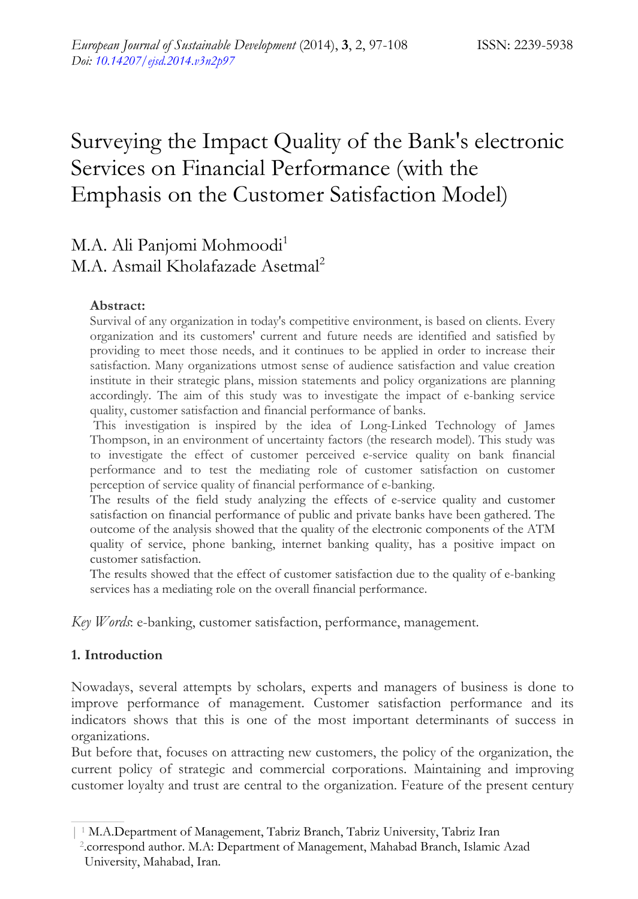# Surveying the Impact Quality of the Bank's electronic Services on Financial Performance (with the Emphasis on the Customer Satisfaction Model)

M.A. Ali Panjomi Mohmoodi[1]
M.A. Asmail Kholafazade Asetmal[2]

**Abstract:**
Survival of any organization in today's competitive environment, is based on clients. Every organization and its customers' current and future needs are identified and satisfied by providing to meet those needs, and it continues to be applied in order to increase their satisfaction. Many organizations utmost sense of audience satisfaction and value creation institute in their strategic plans, mission statements and policy organizations are planning accordingly. The aim of this study was to investigate the impact of e-banking service quality, customer satisfaction and financial performance of banks.

This investigation is inspired by the idea of Long-Linked Technology of James Thompson, in an environment of uncertainty factors (the research model). This study was to investigate the effect of customer perceived e-service quality on bank financial performance and to test the mediating role of customer satisfaction on customer perception of service quality of financial performance of e-banking.

The results of the field study analyzing the effects of e-service quality and customer satisfaction on financial performance of public and private banks have been gathered. The outcome of the analysis showed that the quality of the electronic components of the ATM quality of service, phone banking, internet banking quality, has a positive impact on customer satisfaction.

The results showed that the effect of customer satisfaction due to the quality of e-banking services has a mediating role on the overall financial performance.

*Key Words*: e-banking, customer satisfaction, performance, management.

## 1. Introduction

Nowadays, several attempts by scholars, experts and managers of business is done to improve performance of management. Customer satisfaction performance and its indicators shows that this is one of the most important determinants of success in organizations.

But before that, focuses on attracting new customers, the policy of the organization, the current policy of strategic and commercial corporations. Maintaining and improving customer loyalty and trust are central to the organization. Feature of the present century

---

[1] M.A.Department of Management, Tabriz Branch, Tabriz University, Tabriz Iran
[2].correspond author. M.A: Department of Management, Mahabad Branch, Islamic Azad University, Mahabad, Iran.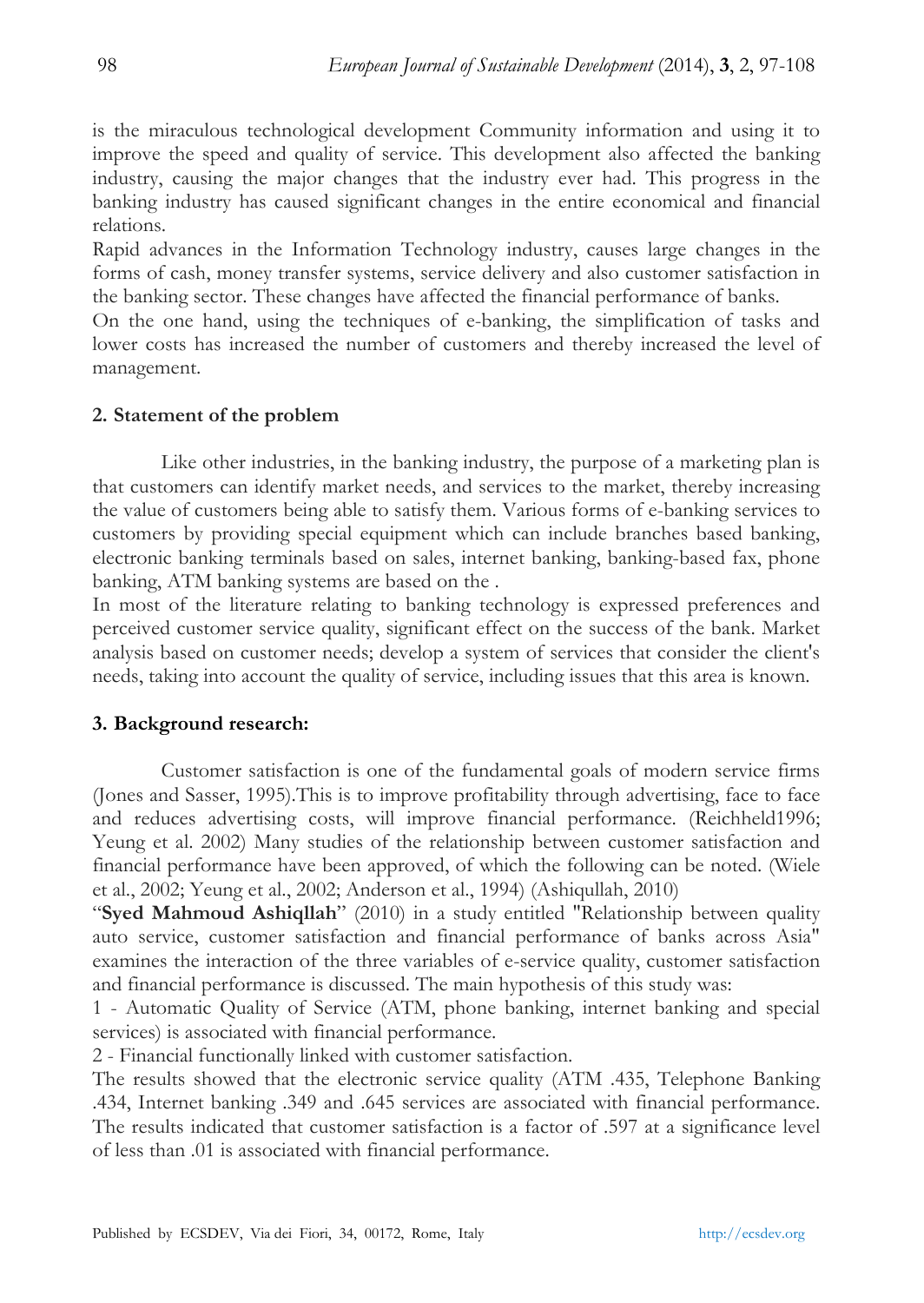is the miraculous technological development Community information and using it to improve the speed and quality of service. This development also affected the banking industry, causing the major changes that the industry ever had. This progress in the banking industry has caused significant changes in the entire economical and financial relations.

Rapid advances in the Information Technology industry, causes large changes in the forms of cash, money transfer systems, service delivery and also customer satisfaction in the banking sector. These changes have affected the financial performance of banks.

On the one hand, using the techniques of e-banking, the simplification of tasks and lower costs has increased the number of customers and thereby increased the level of management.

## 2. Statement of the problem

Like other industries, in the banking industry, the purpose of a marketing plan is that customers can identify market needs, and services to the market, thereby increasing the value of customers being able to satisfy them. Various forms of e-banking services to customers by providing special equipment which can include branches based banking, electronic banking terminals based on sales, internet banking, banking-based fax, phone banking, ATM banking systems are based on the .

In most of the literature relating to banking technology is expressed preferences and perceived customer service quality, significant effect on the success of the bank. Market analysis based on customer needs; develop a system of services that consider the client's needs, taking into account the quality of service, including issues that this area is known.

## 3. Background research:

Customer satisfaction is one of the fundamental goals of modern service firms (Jones and Sasser, 1995).This is to improve profitability through advertising, face to face and reduces advertising costs, will improve financial performance. (Reichheld1996; Yeung et al. 2002) Many studies of the relationship between customer satisfaction and financial performance have been approved, of which the following can be noted. (Wiele et al., 2002; Yeung et al., 2002; Anderson et al., 1994) (Ashiqullah, 2010)

"**Syed Mahmoud Ashiqllah**" (2010) in a study entitled "Relationship between quality auto service, customer satisfaction and financial performance of banks across Asia" examines the interaction of the three variables of e-service quality, customer satisfaction and financial performance is discussed. The main hypothesis of this study was:

1 - Automatic Quality of Service (ATM, phone banking, internet banking and special services) is associated with financial performance.

2 - Financial functionally linked with customer satisfaction.

The results showed that the electronic service quality (ATM .435, Telephone Banking .434, Internet banking .349 and .645 services are associated with financial performance. The results indicated that customer satisfaction is a factor of .597 at a significance level of less than .01 is associated with financial performance.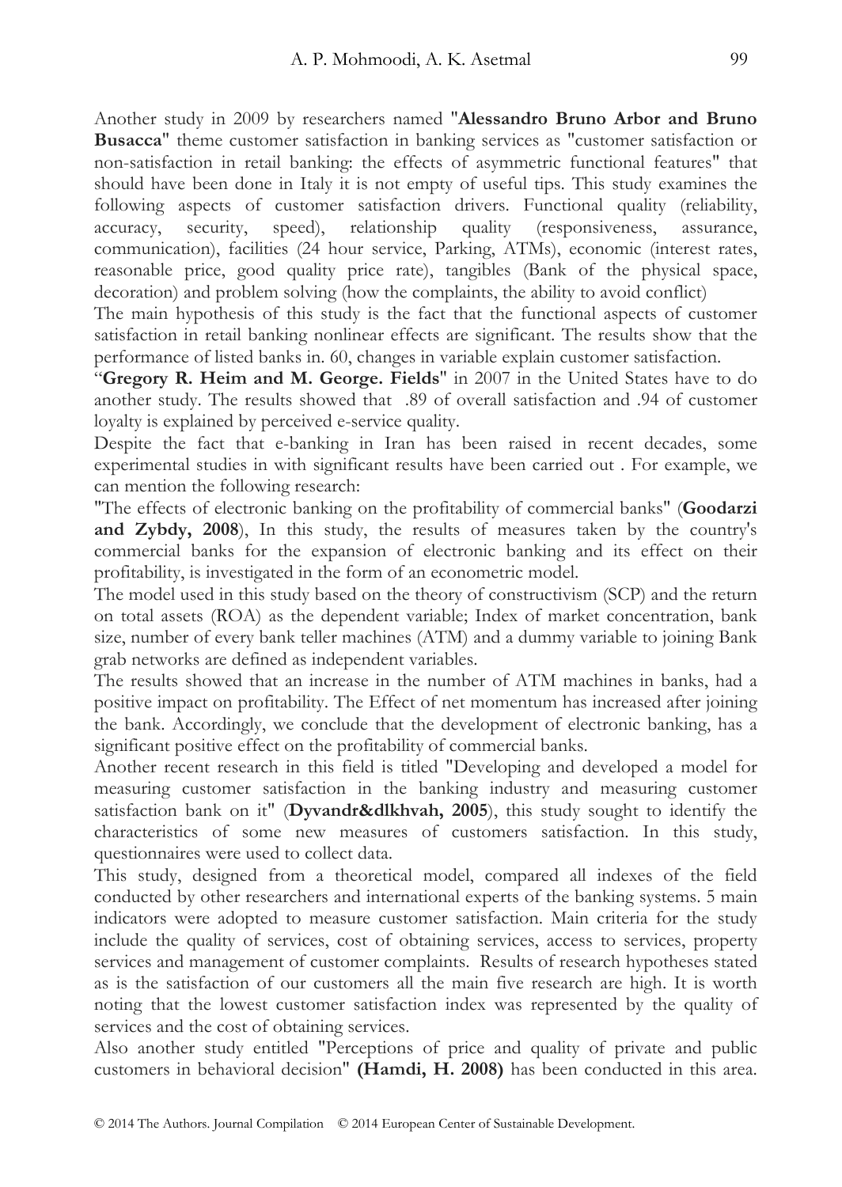Another study in 2009 by researchers named "**Alessandro Bruno Arbor and Bruno Busacca**" theme customer satisfaction in banking services as "customer satisfaction or non-satisfaction in retail banking: the effects of asymmetric functional features" that should have been done in Italy it is not empty of useful tips. This study examines the following aspects of customer satisfaction drivers. Functional quality (reliability, accuracy, security, speed), relationship quality (responsiveness, assurance, communication), facilities (24 hour service, Parking, ATMs), economic (interest rates, reasonable price, good quality price rate), tangibles (Bank of the physical space, decoration) and problem solving (how the complaints, the ability to avoid conflict)

The main hypothesis of this study is the fact that the functional aspects of customer satisfaction in retail banking nonlinear effects are significant. The results show that the performance of listed banks in. 60, changes in variable explain customer satisfaction.

"**Gregory R. Heim and M. George. Fields**" in 2007 in the United States have to do another study. The results showed that .89 of overall satisfaction and .94 of customer loyalty is explained by perceived e-service quality.

Despite the fact that e-banking in Iran has been raised in recent decades, some experimental studies in with significant results have been carried out . For example, we can mention the following research:

"The effects of electronic banking on the profitability of commercial banks" (**Goodarzi and Zybdy, 2008**), In this study, the results of measures taken by the country's commercial banks for the expansion of electronic banking and its effect on their profitability, is investigated in the form of an econometric model.

The model used in this study based on the theory of constructivism (SCP) and the return on total assets (ROA) as the dependent variable; Index of market concentration, bank size, number of every bank teller machines (ATM) and a dummy variable to joining Bank grab networks are defined as independent variables.

The results showed that an increase in the number of ATM machines in banks, had a positive impact on profitability. The Effect of net momentum has increased after joining the bank. Accordingly, we conclude that the development of electronic banking, has a significant positive effect on the profitability of commercial banks.

Another recent research in this field is titled "Developing and developed a model for measuring customer satisfaction in the banking industry and measuring customer satisfaction bank on it" (**Dyvandr&dlkhvah, 2005**), this study sought to identify the characteristics of some new measures of customers satisfaction. In this study, questionnaires were used to collect data.

This study, designed from a theoretical model, compared all indexes of the field conducted by other researchers and international experts of the banking systems. 5 main indicators were adopted to measure customer satisfaction. Main criteria for the study include the quality of services, cost of obtaining services, access to services, property services and management of customer complaints. Results of research hypotheses stated as is the satisfaction of our customers all the main five research are high. It is worth noting that the lowest customer satisfaction index was represented by the quality of services and the cost of obtaining services.

Also another study entitled "Perceptions of price and quality of private and public customers in behavioral decision" **(Hamdi, H. 2008)** has been conducted in this area.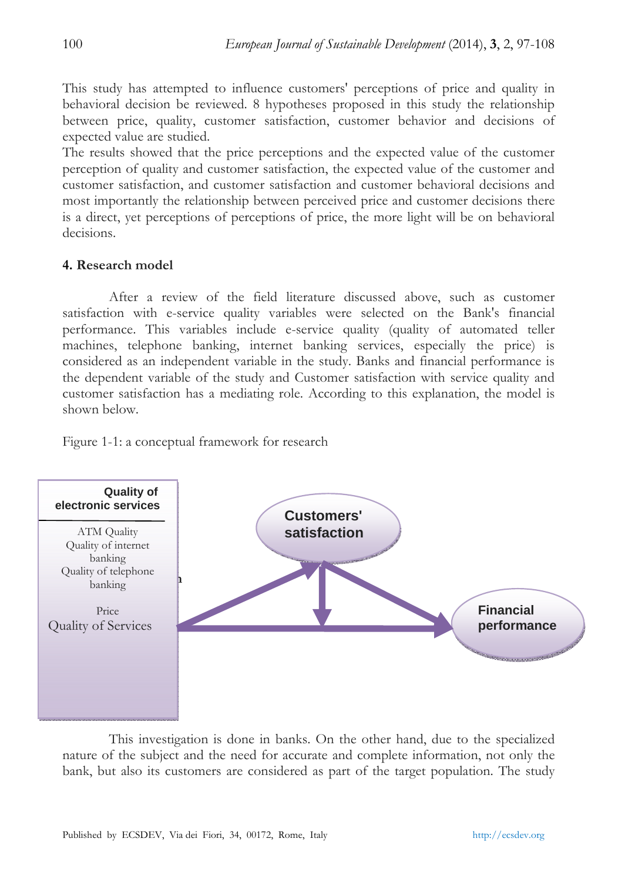This study has attempted to influence customers' perceptions of price and quality in behavioral decision be reviewed. 8 hypotheses proposed in this study the relationship between price, quality, customer satisfaction, customer behavior and decisions of expected value are studied.

The results showed that the price perceptions and the expected value of the customer perception of quality and customer satisfaction, the expected value of the customer and customer satisfaction, and customer satisfaction and customer behavioral decisions and most importantly the relationship between perceived price and customer decisions there is a direct, yet perceptions of perceptions of price, the more light will be on behavioral decisions.

## 4. Research model

After a review of the field literature discussed above, such as customer satisfaction with e-service quality variables were selected on the Bank's financial performance. This variables include e-service quality (quality of automated teller machines, telephone banking, internet banking services, especially the price) is considered as an independent variable in the study. Banks and financial performance is the dependent variable of the study and Customer satisfaction with service quality and customer satisfaction has a mediating role. According to this explanation, the model is shown below.

Figure 1-1: a conceptual framework for research

**Quality of electronic services**

ATM Quality
Quality of internet banking
Quality of telephone banking

Price
Quality of Services

**Customers' satisfaction**

**Financial performance**

This investigation is done in banks. On the other hand, due to the specialized nature of the subject and the need for accurate and complete information, not only the bank, but also its customers are considered as part of the target population. The study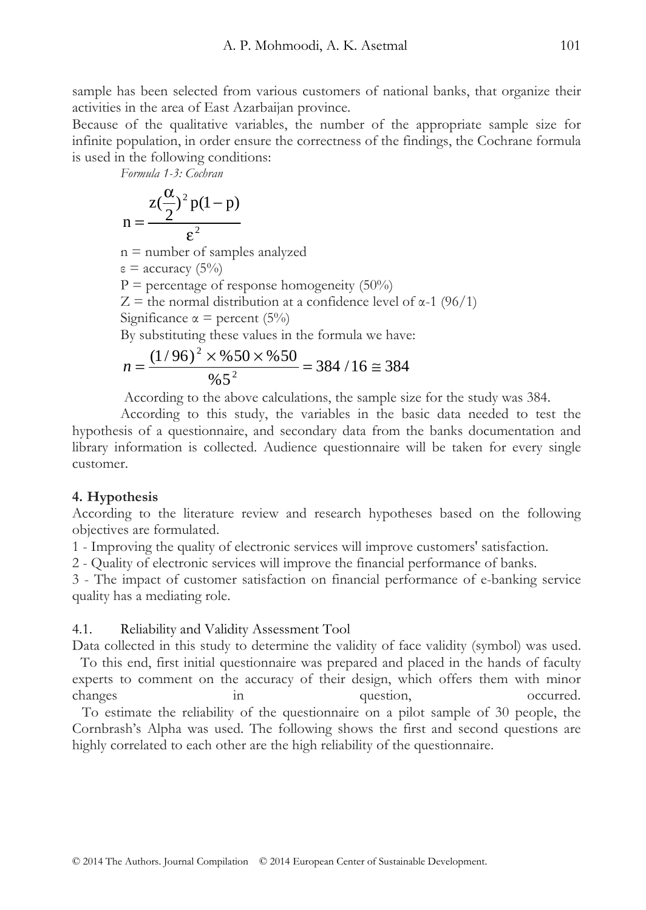sample has been selected from various customers of national banks, that organize their activities in the area of East Azarbaijan province.

Because of the qualitative variables, the number of the appropriate sample size for infinite population, in order ensure the correctness of the findings, the Cochrane formula is used in the following conditions:

*Formula 1-3: Cochran*

$$n = \frac{z(\frac{\alpha}{2})^2 p(1-p)}{\varepsilon^2}$$

n = number of samples analyzed

ε = accuracy (5%)

P = percentage of response homogeneity (50%)

Z = the normal distribution at a confidence level of α-1 (96/1)

Significance α = percent (5%)

By substituting these values in the formula we have:

$$n = \frac{(1/96)^2 \times \%50 \times \%50}{\%5^2} = 384/16 \cong 384$$

According to the above calculations, the sample size for the study was 384.

According to this study, the variables in the basic data needed to test the hypothesis of a questionnaire, and secondary data from the banks documentation and library information is collected. Audience questionnaire will be taken for every single customer.

## 4. Hypothesis

According to the literature review and research hypotheses based on the following objectives are formulated.

1 - Improving the quality of electronic services will improve customers' satisfaction.

2 - Quality of electronic services will improve the financial performance of banks.

3 - The impact of customer satisfaction on financial performance of e-banking service quality has a mediating role.

### 4.1. Reliability and Validity Assessment Tool

Data collected in this study to determine the validity of face validity (symbol) was used.

To this end, first initial questionnaire was prepared and placed in the hands of faculty experts to comment on the accuracy of their design, which offers them with minor changes in question, occurred.

To estimate the reliability of the questionnaire on a pilot sample of 30 people, the Cornbrash's Alpha was used. The following shows the first and second questions are highly correlated to each other are the high reliability of the questionnaire.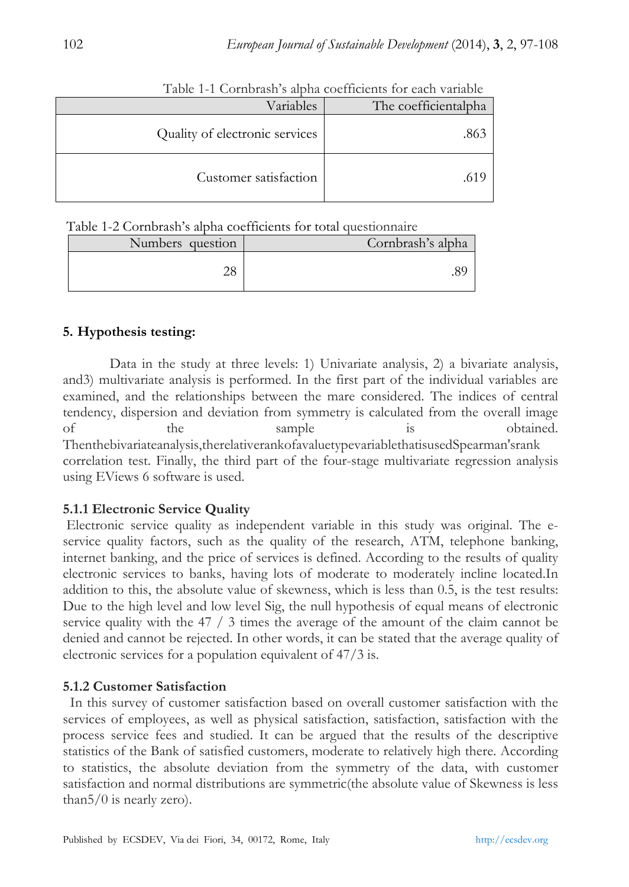Table 1-1 Cornbrash's alpha coefficients for each variable

| Variables | The coefficientalpha |
|---|---|
| Quality of electronic services | .863 |
| Customer satisfaction | .619 |

Table 1-2 Cornbrash's alpha coefficients for total questionnaire

| Numbers question | Cornbrash's alpha |
|---|---|
| 28 | .89 |

### 5. Hypothesis testing:

Data in the study at three levels: 1) Univariate analysis, 2) a bivariate analysis, and3) multivariate analysis is performed. In the first part of the individual variables are examined, and the relationships between the mare considered. The indices of central tendency, dispersion and deviation from symmetry is calculated from the overall image of the sample is obtained. Thenthebivariateanalysis,therelativerankofavaluetypevariablethatisusedSpearman'srank correlation test. Finally, the third part of the four-stage multivariate regression analysis using EViews 6 software is used.

#### 5.1.1 Electronic Service Quality

Electronic service quality as independent variable in this study was original. The e-service quality factors, such as the quality of the research, ATM, telephone banking, internet banking, and the price of services is defined. According to the results of quality electronic services to banks, having lots of moderate to moderately incline located.In addition to this, the absolute value of skewness, which is less than 0.5, is the test results: Due to the high level and low level Sig, the null hypothesis of equal means of electronic service quality with the 47 / 3 times the average of the amount of the claim cannot be denied and cannot be rejected. In other words, it can be stated that the average quality of electronic services for a population equivalent of 47/3 is.

#### 5.1.2 Customer Satisfaction

In this survey of customer satisfaction based on overall customer satisfaction with the services of employees, as well as physical satisfaction, satisfaction, satisfaction with the process service fees and studied. It can be argued that the results of the descriptive statistics of the Bank of satisfied customers, moderate to relatively high there. According to statistics, the absolute deviation from the symmetry of the data, with customer satisfaction and normal distributions are symmetric(the absolute value of Skewness is less than5/0 is nearly zero).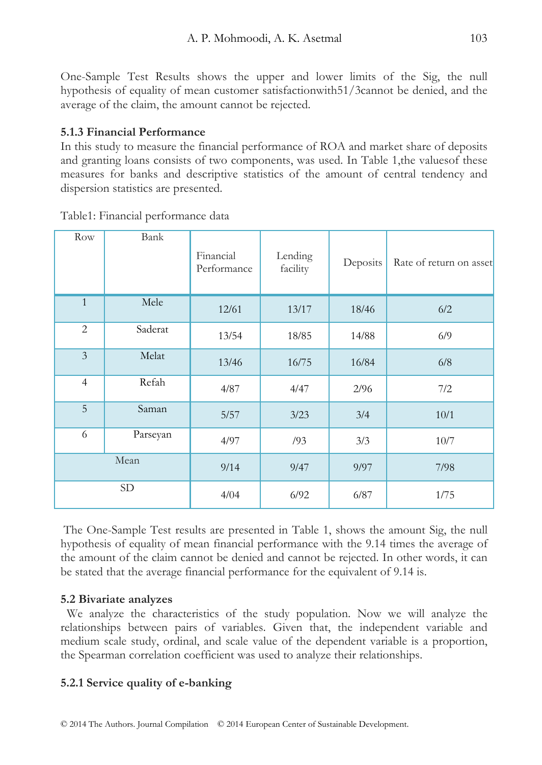One-Sample Test Results shows the upper and lower limits of the Sig, the null hypothesis of equality of mean customer satisfactionwith51/3cannot be denied, and the average of the claim, the amount cannot be rejected.

### 5.1.3 Financial Performance

In this study to measure the financial performance of ROA and market share of deposits and granting loans consists of two components, was used. In Table 1,the valuesof these measures for banks and descriptive statistics of the amount of central tendency and dispersion statistics are presented.

Table1: Financial performance data

| Row | Bank | Financial Performance | Lending facility | Deposits | Rate of return on asset |
|---|---|---|---|---|---|
| 1 | Mele | 12/61 | 13/17 | 18/46 | 6/2 |
| 2 | Saderat | 13/54 | 18/85 | 14/88 | 6/9 |
| 3 | Melat | 13/46 | 16/75 | 16/84 | 6/8 |
| 4 | Refah | 4/87 | 4/47 | 2/96 | 7/2 |
| 5 | Saman | 5/57 | 3/23 | 3/4 | 10/1 |
| 6 | Parseyan | 4/97 | /93 | 3/3 | 10/7 |
| Mean | | 9/14 | 9/47 | 9/97 | 7/98 |
| SD | | 4/04 | 6/92 | 6/87 | 1/75 |

The One-Sample Test results are presented in Table 1, shows the amount Sig, the null hypothesis of equality of mean financial performance with the 9.14 times the average of the amount of the claim cannot be denied and cannot be rejected. In other words, it can be stated that the average financial performance for the equivalent of 9.14 is.

### 5.2 Bivariate analyzes

We analyze the characteristics of the study population. Now we will analyze the relationships between pairs of variables. Given that, the independent variable and medium scale study, ordinal, and scale value of the dependent variable is a proportion, the Spearman correlation coefficient was used to analyze their relationships.

### 5.2.1 Service quality of e-banking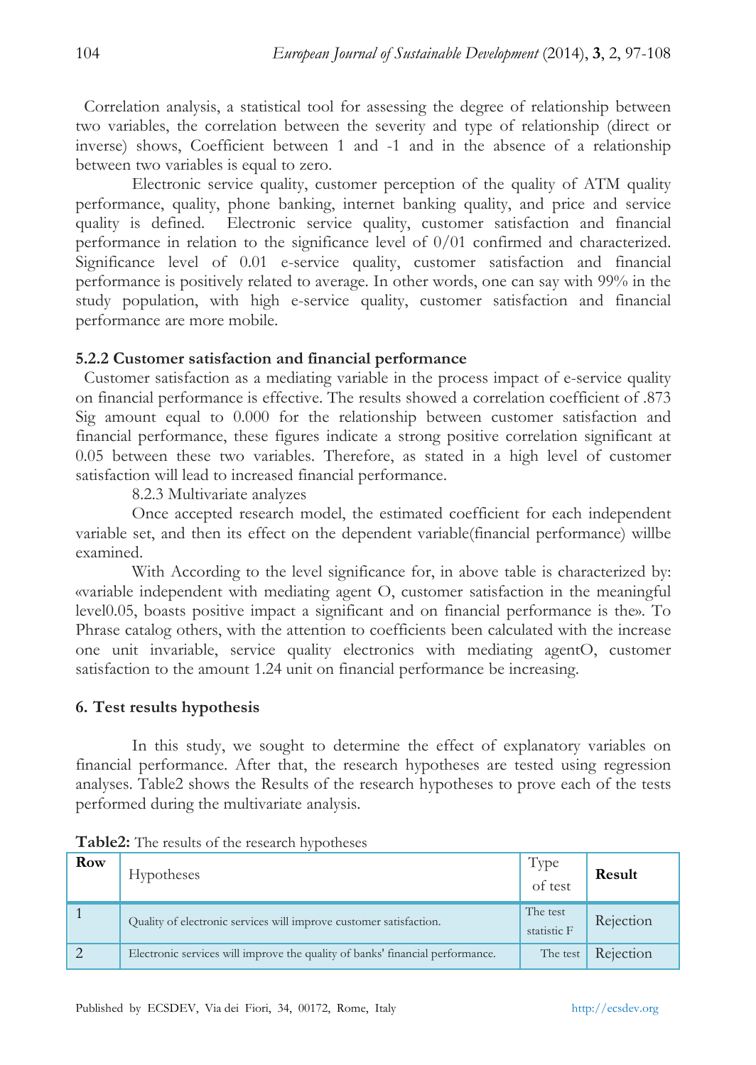Correlation analysis, a statistical tool for assessing the degree of relationship between two variables, the correlation between the severity and type of relationship (direct or inverse) shows, Coefficient between 1 and -1 and in the absence of a relationship between two variables is equal to zero.

Electronic service quality, customer perception of the quality of ATM quality performance, quality, phone banking, internet banking quality, and price and service quality is defined. Electronic service quality, customer satisfaction and financial performance in relation to the significance level of 0/01 confirmed and characterized. Significance level of 0.01 e-service quality, customer satisfaction and financial performance is positively related to average. In other words, one can say with 99% in the study population, with high e-service quality, customer satisfaction and financial performance are more mobile.

### 5.2.2 Customer satisfaction and financial performance

Customer satisfaction as a mediating variable in the process impact of e-service quality on financial performance is effective. The results showed a correlation coefficient of .873 Sig amount equal to 0.000 for the relationship between customer satisfaction and financial performance, these figures indicate a strong positive correlation significant at 0.05 between these two variables. Therefore, as stated in a high level of customer satisfaction will lead to increased financial performance.

8.2.3 Multivariate analyzes

Once accepted research model, the estimated coefficient for each independent variable set, and then its effect on the dependent variable(financial performance) willbe examined.

With According to the level significance for, in above table is characterized by: «variable independent with mediating agent O, customer satisfaction in the meaningful level0.05, boasts positive impact a significant and on financial performance is the». To Phrase catalog others, with the attention to coefficients been calculated with the increase one unit invariable, service quality electronics with mediating agentO, customer satisfaction to the amount 1.24 unit on financial performance be increasing.

## 6. Test results hypothesis

In this study, we sought to determine the effect of explanatory variables on financial performance. After that, the research hypotheses are tested using regression analyses. Table2 shows the Results of the research hypotheses to prove each of the tests performed during the multivariate analysis.

**Table2:** The results of the research hypotheses

| **Row** | Hypotheses | Type of test | **Result** |
|---|---|---|---|
| 1 | Quality of electronic services will improve customer satisfaction. | The test statistic F | Rejection |
| 2 | Electronic services will improve the quality of banks' financial performance. | The test | Rejection |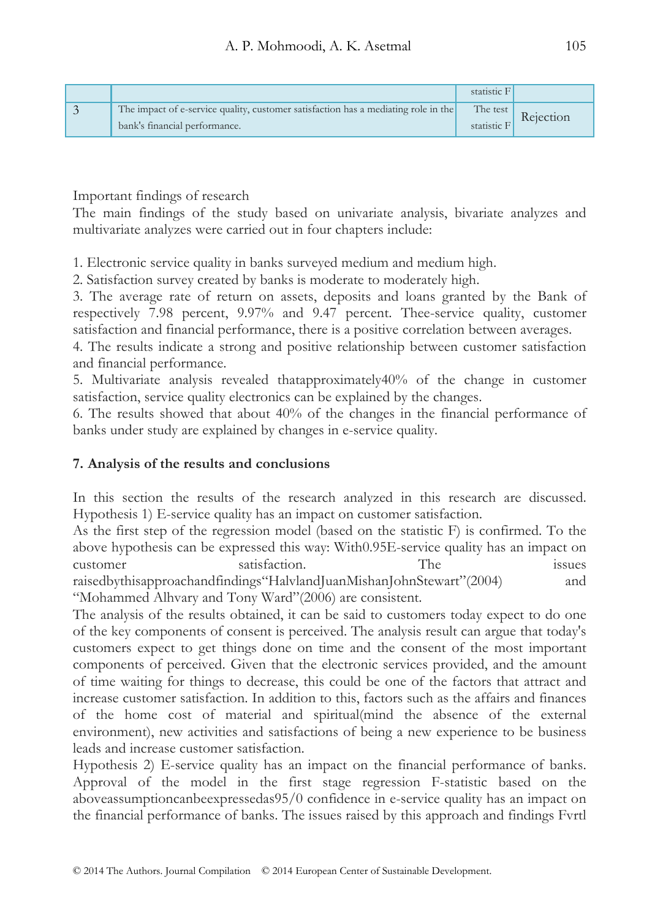| | | statistic F | |
|---|---|---|---|
| 3 | The impact of e-service quality, customer satisfaction has a mediating role in the bank's financial performance. | The test statistic F | Rejection |

Important findings of research

The main findings of the study based on univariate analysis, bivariate analyzes and multivariate analyzes were carried out in four chapters include:

1. Electronic service quality in banks surveyed medium and medium high.
2. Satisfaction survey created by banks is moderate to moderately high.
3. The average rate of return on assets, deposits and loans granted by the Bank of respectively 7.98 percent, 9.97% and 9.47 percent. Thee-service quality, customer satisfaction and financial performance, there is a positive correlation between averages.
4. The results indicate a strong and positive relationship between customer satisfaction and financial performance.
5. Multivariate analysis revealed thatapproximately40% of the change in customer satisfaction, service quality electronics can be explained by the changes.
6. The results showed that about 40% of the changes in the financial performance of banks under study are explained by changes in e-service quality.

**7. Analysis of the results and conclusions**

In this section the results of the research analyzed in this research are discussed. Hypothesis 1) E-service quality has an impact on customer satisfaction.

As the first step of the regression model (based on the statistic F) is confirmed. To the above hypothesis can be expressed this way: With0.95E-service quality has an impact on customer satisfaction. The issues raisedbythisapproachandfindings"HalvlandJuanMishanJohnStewart"(2004) and "Mohammed Alhvary and Tony Ward"(2006) are consistent.

The analysis of the results obtained, it can be said to customers today expect to do one of the key components of consent is perceived. The analysis result can argue that today's customers expect to get things done on time and the consent of the most important components of perceived. Given that the electronic services provided, and the amount of time waiting for things to decrease, this could be one of the factors that attract and increase customer satisfaction. In addition to this, factors such as the affairs and finances of the home cost of material and spiritual(mind the absence of the external environment), new activities and satisfactions of being a new experience to be business leads and increase customer satisfaction.

Hypothesis 2) E-service quality has an impact on the financial performance of banks. Approval of the model in the first stage regression F-statistic based on the aboveassumptioncanbeexpressedas95/0 confidence in e-service quality has an impact on the financial performance of banks. The issues raised by this approach and findings Fvrtl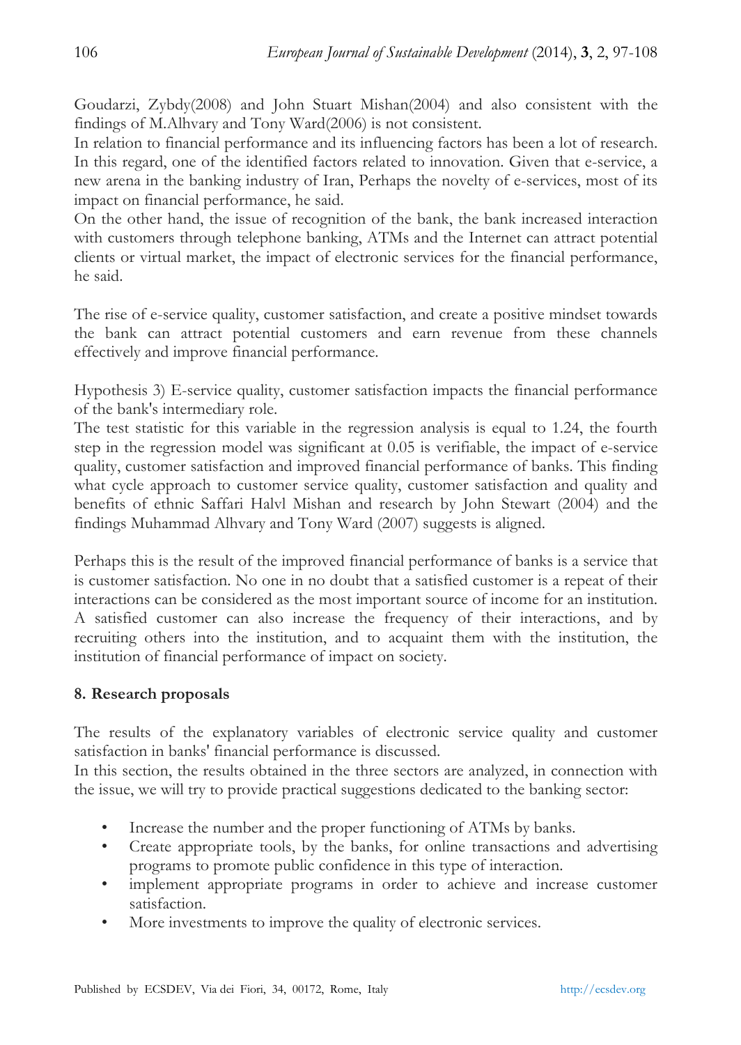Goudarzi, Zybdy(2008) and John Stuart Mishan(2004) and also consistent with the findings of M.Alhvary and Tony Ward(2006) is not consistent.

In relation to financial performance and its influencing factors has been a lot of research. In this regard, one of the identified factors related to innovation. Given that e-service, a new arena in the banking industry of Iran, Perhaps the novelty of e-services, most of its impact on financial performance, he said.

On the other hand, the issue of recognition of the bank, the bank increased interaction with customers through telephone banking, ATMs and the Internet can attract potential clients or virtual market, the impact of electronic services for the financial performance, he said.

The rise of e-service quality, customer satisfaction, and create a positive mindset towards the bank can attract potential customers and earn revenue from these channels effectively and improve financial performance.

Hypothesis 3) E-service quality, customer satisfaction impacts the financial performance of the bank's intermediary role.

The test statistic for this variable in the regression analysis is equal to 1.24, the fourth step in the regression model was significant at 0.05 is verifiable, the impact of e-service quality, customer satisfaction and improved financial performance of banks. This finding what cycle approach to customer service quality, customer satisfaction and quality and benefits of ethnic Saffari Halvl Mishan and research by John Stewart (2004) and the findings Muhammad Alhvary and Tony Ward (2007) suggests is aligned.

Perhaps this is the result of the improved financial performance of banks is a service that is customer satisfaction. No one in no doubt that a satisfied customer is a repeat of their interactions can be considered as the most important source of income for an institution. A satisfied customer can also increase the frequency of their interactions, and by recruiting others into the institution, and to acquaint them with the institution, the institution of financial performance of impact on society.

## 8. Research proposals

The results of the explanatory variables of electronic service quality and customer satisfaction in banks' financial performance is discussed.

In this section, the results obtained in the three sectors are analyzed, in connection with the issue, we will try to provide practical suggestions dedicated to the banking sector:

- Increase the number and the proper functioning of ATMs by banks.
- Create appropriate tools, by the banks, for online transactions and advertising programs to promote public confidence in this type of interaction.
- implement appropriate programs in order to achieve and increase customer satisfaction.
- More investments to improve the quality of electronic services.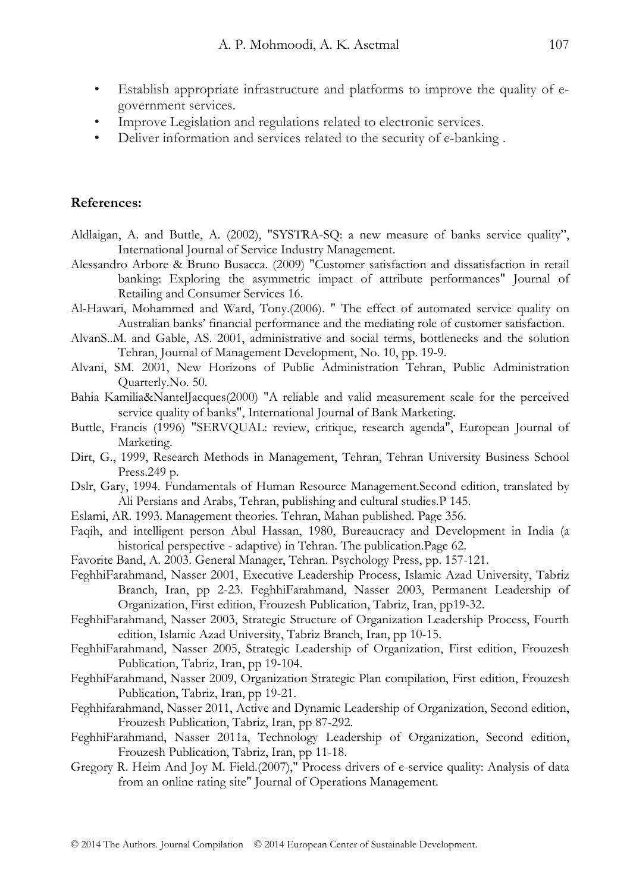- Establish appropriate infrastructure and platforms to improve the quality of e-government services.
- Improve Legislation and regulations related to electronic services.
- Deliver information and services related to the security of e-banking .

**References:**

Aldlaigan, A. and Buttle, A. (2002), "SYSTRA-SQ: a new measure of banks service quality", International Journal of Service Industry Management.

Alessandro Arbore & Bruno Busacca. (2009) "Customer satisfaction and dissatisfaction in retail banking: Exploring the asymmetric impact of attribute performances" Journal of Retailing and Consumer Services 16.

Al-Hawari, Mohammed and Ward, Tony.(2006). " The effect of automated service quality on Australian banks' financial performance and the mediating role of customer satisfaction.

AlvanS..M. and Gable, AS. 2001, administrative and social terms, bottlenecks and the solution Tehran, Journal of Management Development, No. 10, pp. 19-9.

Alvani, SM. 2001, New Horizons of Public Administration Tehran, Public Administration Quarterly.No. 50.

Bahia Kamilia&NantelJacques(2000) "A reliable and valid measurement scale for the perceived service quality of banks", International Journal of Bank Marketing.

Buttle, Francis (1996) "SERVQUAL: review, critique, research agenda", European Journal of Marketing.

Dirt, G., 1999, Research Methods in Management, Tehran, Tehran University Business School Press.249 p.

Dslr, Gary, 1994. Fundamentals of Human Resource Management.Second edition, translated by Ali Persians and Arabs, Tehran, publishing and cultural studies.P 145.

Eslami, AR. 1993. Management theories. Tehran, Mahan published. Page 356.

Faqih, and intelligent person Abul Hassan, 1980, Bureaucracy and Development in India (a historical perspective - adaptive) in Tehran. The publication.Page 62.

Favorite Band, A. 2003. General Manager, Tehran. Psychology Press, pp. 157-121.

FeghhiFarahmand, Nasser 2001, Executive Leadership Process, Islamic Azad University, Tabriz Branch, Iran, pp 2-23. FeghhiFarahmand, Nasser 2003, Permanent Leadership of Organization, First edition, Frouzesh Publication, Tabriz, Iran, pp19-32.

FeghhiFarahmand, Nasser 2003, Strategic Structure of Organization Leadership Process, Fourth edition, Islamic Azad University, Tabriz Branch, Iran, pp 10-15.

FeghhiFarahmand, Nasser 2005, Strategic Leadership of Organization, First edition, Frouzesh Publication, Tabriz, Iran, pp 19-104.

FeghhiFarahmand, Nasser 2009, Organization Strategic Plan compilation, First edition, Frouzesh Publication, Tabriz, Iran, pp 19-21.

Feghhifarahmand, Nasser 2011, Active and Dynamic Leadership of Organization, Second edition, Frouzesh Publication, Tabriz, Iran, pp 87-292.

FeghhiFarahmand, Nasser 2011a, Technology Leadership of Organization, Second edition, Frouzesh Publication, Tabriz, Iran, pp 11-18.

Gregory R. Heim And Joy M. Field.(2007)," Process drivers of e-service quality: Analysis of data from an online rating site" Journal of Operations Management.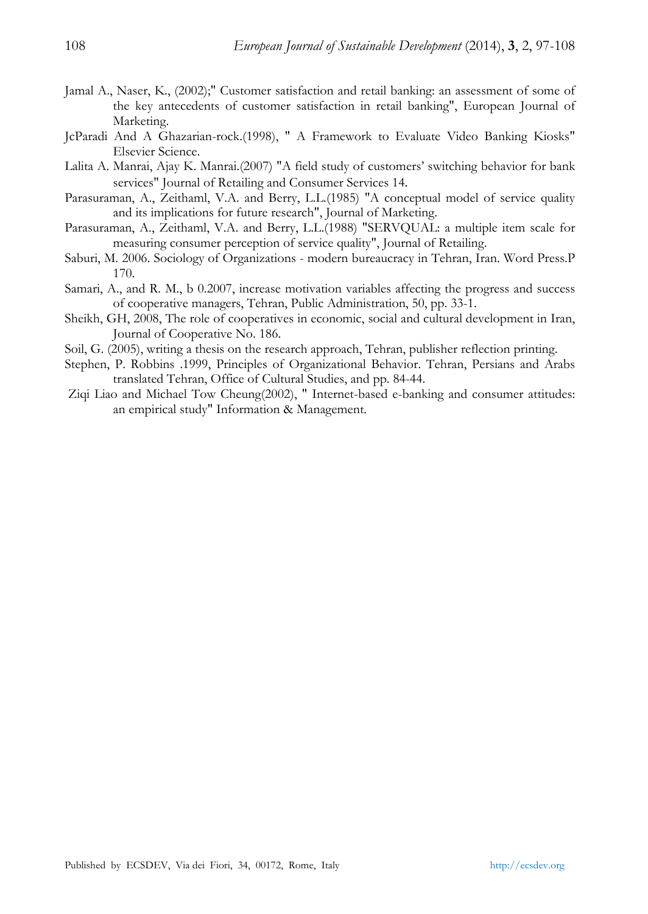Jamal A., Naser, K., (2002);" Customer satisfaction and retail banking: an assessment of some of the key antecedents of customer satisfaction in retail banking", European Journal of Marketing.

JcParadi And A Ghazarian-rock.(1998), " A Framework to Evaluate Video Banking Kiosks" Elsevier Science.

Lalita A. Manrai, Ajay K. Manrai.(2007) "A field study of customers' switching behavior for bank services" Journal of Retailing and Consumer Services 14.

Parasuraman, A., Zeithaml, V.A. and Berry, L.L.(1985) "A conceptual model of service quality and its implications for future research", Journal of Marketing.

Parasuraman, A., Zeithaml, V.A. and Berry, L.L.(1988) "SERVQUAL: a multiple item scale for measuring consumer perception of service quality", Journal of Retailing.

Saburi, M. 2006. Sociology of Organizations - modern bureaucracy in Tehran, Iran. Word Press.P 170.

Samari, A., and R. M., b 0.2007, increase motivation variables affecting the progress and success of cooperative managers, Tehran, Public Administration, 50, pp. 33-1.

Sheikh, GH, 2008, The role of cooperatives in economic, social and cultural development in Iran, Journal of Cooperative No. 186.

Soil, G. (2005), writing a thesis on the research approach, Tehran, publisher reflection printing.

Stephen, P. Robbins .1999, Principles of Organizational Behavior. Tehran, Persians and Arabs translated Tehran, Office of Cultural Studies, and pp. 84-44.

Ziqi Liao and Michael Tow Cheung(2002), " Internet-based e-banking and consumer attitudes: an empirical study" Information & Management.